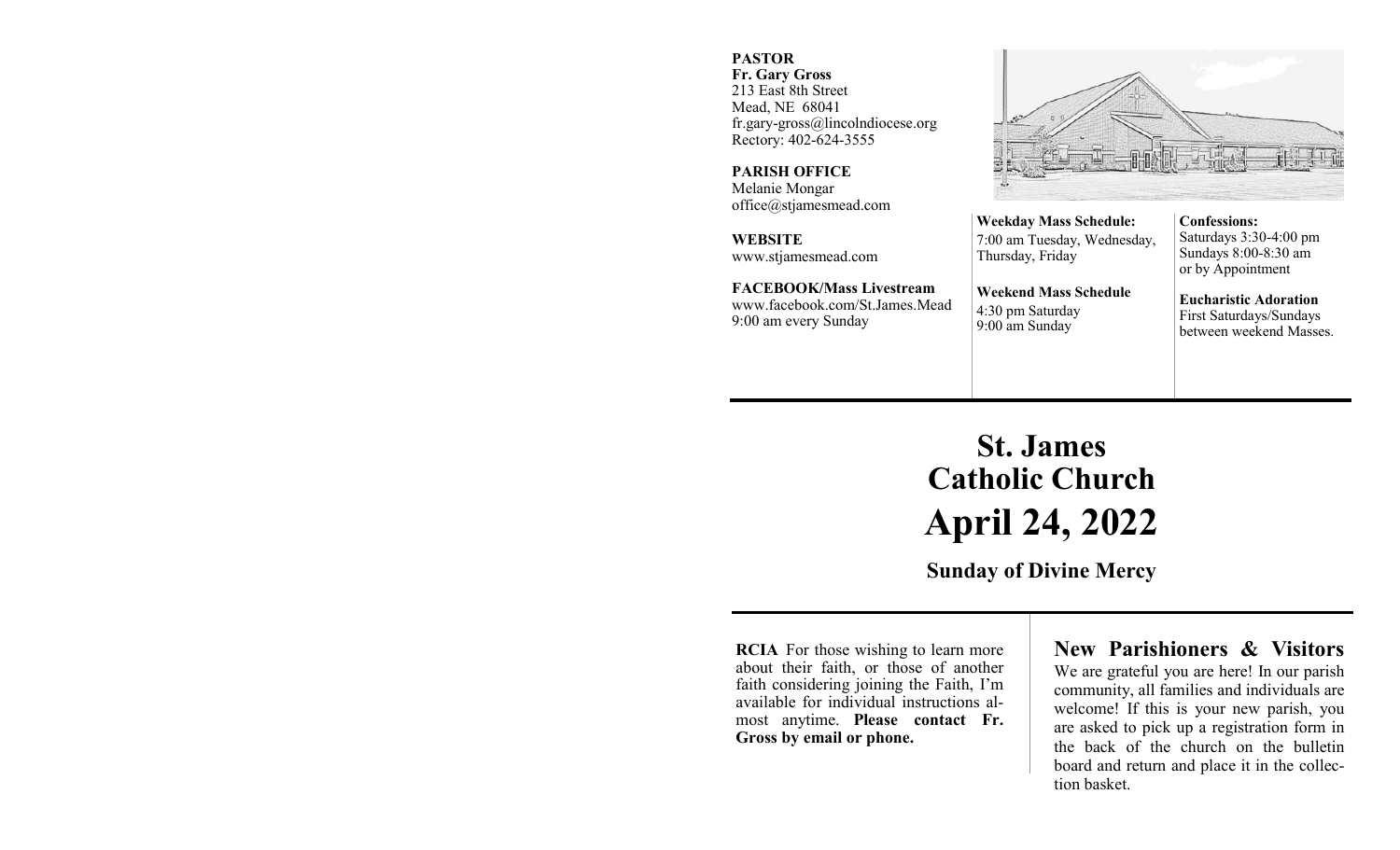**PASTOR**
**Fr. Gary Gross**
213 East 8th Street
Mead, NE 68041
fr.gary-gross@lincolndiocese.org
Rectory: 402-624-3555

**PARISH OFFICE**
Melanie Mongar
office@stjamesmead.com

**WEBSITE**
www.stjamesmead.com

**FACEBOOK/Mass Livestream**
www.facebook.com/St.James.Mead
9:00 am every Sunday

**Weekday Mass Schedule:**
7:00 am Tuesday, Wednesday, Thursday, Friday

**Weekend Mass Schedule**
4:30 pm Saturday
9:00 am Sunday

**Confessions:**
Saturdays 3:30-4:00 pm
Sundays 8:00-8:30 am
or by Appointment

**Eucharistic Adoration**
First Saturdays/Sundays between weekend Masses.

# St. James Catholic Church

# April 24, 2022

## Sunday of Divine Mercy

**RCIA** For those wishing to learn more about their faith, or those of another faith considering joining the Faith, I'm available for individual instructions almost anytime. **Please contact Fr. Gross by email or phone.**

## New Parishioners & Visitors

We are grateful you are here! In our parish community, all families and individuals are welcome! If this is your new parish, you are asked to pick up a registration form in the back of the church on the bulletin board and return and place it in the collection basket.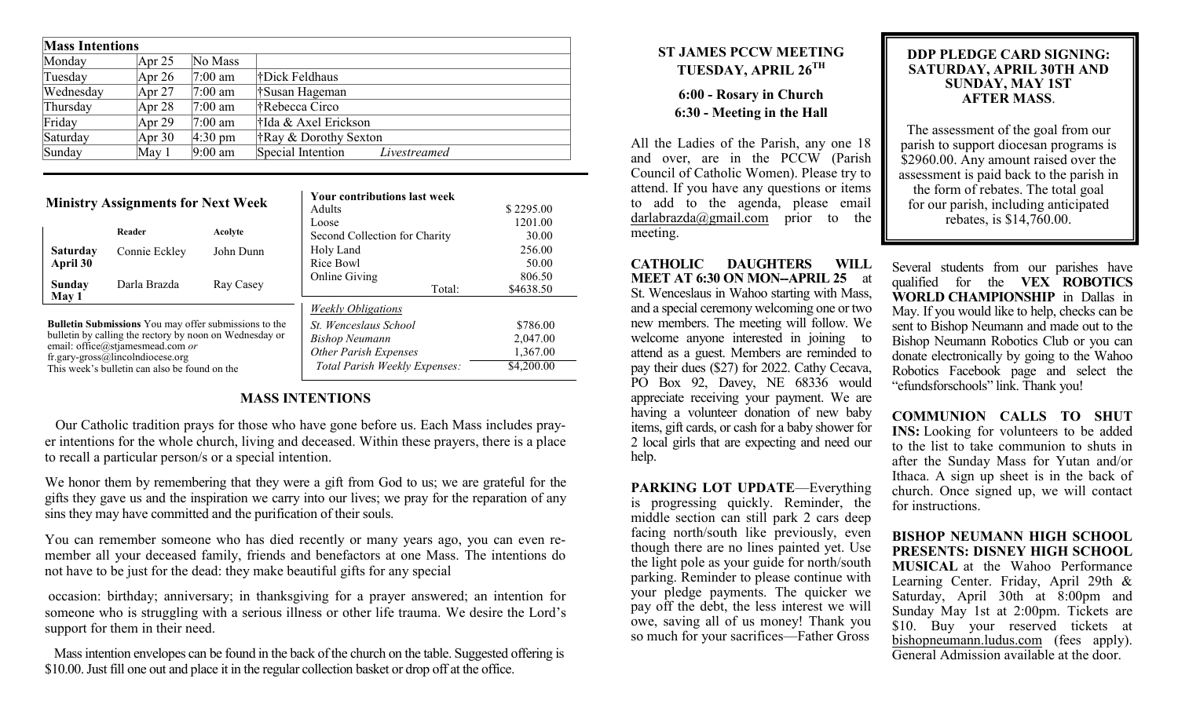| Mass Intentions | | | |
|---|---|---|---|
| Monday | Apr 25 | No Mass | |
| Tuesday | Apr 26 | 7:00 am | †Dick Feldhaus |
| Wednesday | Apr 27 | 7:00 am | †Susan Hageman |
| Thursday | Apr 28 | 7:00 am | †Rebecca Circo |
| Friday | Apr 29 | 7:00 am | †Ida & Axel Erickson |
| Saturday | Apr 30 | 4:30 pm | †Ray & Dorothy Sexton |
| Sunday | May 1 | 9:00 am | Special Intention *Livestreamed* |

**Ministry Assignments for Next Week**

| | Reader | Acolyte |
|---|---|---|
| **Saturday April 30** | Connie Eckley | John Dunn |
| **Sunday May 1** | Darla Brazda | Ray Casey |

**Bulletin Submissions** You may offer submissions to the bulletin by calling the rectory by noon on Wednesday or email: office@stjamesmead.com *or* fr.gary-gross@lincolndiocese.org
This week's bulletin can also be found on the

| **Your contributions last week** | |
|---|---|
| Adults | $ 2295.00 |
| Loose | 1201.00 |
| Second Collection for Charity | 30.00 |
| Holy Land | 256.00 |
| Rice Bowl | 50.00 |
| Online Giving | 806.50 |
| Total: | $4638.50 |
| *Weekly Obligations* | |
| *St. Wenceslaus School* | $786.00 |
| *Bishop Neumann* | 2,047.00 |
| *Other Parish Expenses* | 1,367.00 |
| *Total Parish Weekly Expenses:* | $4,200.00 |

## MASS INTENTIONS

Our Catholic tradition prays for those who have gone before us. Each Mass includes prayer intentions for the whole church, living and deceased. Within these prayers, there is a place to recall a particular person/s or a special intention.

We honor them by remembering that they were a gift from God to us; we are grateful for the gifts they gave us and the inspiration we carry into our lives; we pray for the reparation of any sins they may have committed and the purification of their souls.

You can remember someone who has died recently or many years ago, you can even remember all your deceased family, friends and benefactors at one Mass. The intentions do not have to be just for the dead: they make beautiful gifts for any special

occasion: birthday; anniversary; in thanksgiving for a prayer answered; an intention for someone who is struggling with a serious illness or other life trauma. We desire the Lord's support for them in their need.

Mass intention envelopes can be found in the back of the church on the table. Suggested offering is $10.00. Just fill one out and place it in the regular collection basket or drop off at the office.

## ST JAMES PCCW MEETING TUESDAY, APRIL 26TH

**6:00 - Rosary in Church**
**6:30 - Meeting in the Hall**

All the Ladies of the Parish, any one 18 and over, are in the PCCW (Parish Council of Catholic Women). Please try to attend. If you have any questions or items to add to the agenda, please email darlabrazda@gmail.com prior to the meeting.

**CATHOLIC DAUGHTERS WILL MEET AT 6:30 ON MON--APRIL 25** at St. Wenceslaus in Wahoo starting with Mass, and a special ceremony welcoming one or two new members. The meeting will follow. We welcome anyone interested in joining to attend as a guest. Members are reminded to pay their dues ($27) for 2022. Cathy Cecava, PO Box 92, Davey, NE 68336 would appreciate receiving your payment. We are having a volunteer donation of new baby items, gift cards, or cash for a baby shower for 2 local girls that are expecting and need our help.

**PARKING LOT UPDATE**—Everything is progressing quickly. Reminder, the middle section can still park 2 cars deep facing north/south like previously, even though there are no lines painted yet. Use the light pole as your guide for north/south parking. Reminder to please continue with your pledge payments. The quicker we pay off the debt, the less interest we will owe, saving all of us money! Thank you so much for your sacrifices—Father Gross

## DDP PLEDGE CARD SIGNING: SATURDAY, APRIL 30TH AND SUNDAY, MAY 1ST AFTER MASS.

The assessment of the goal from our parish to support diocesan programs is $2960.00. Any amount raised over the assessment is paid back to the parish in the form of rebates. The total goal for our parish, including anticipated rebates, is $14,760.00.

Several students from our parishes have qualified for the **VEX ROBOTICS WORLD CHAMPIONSHIP** in Dallas in May. If you would like to help, checks can be sent to Bishop Neumann and made out to the Bishop Neumann Robotics Club or you can donate electronically by going to the Wahoo Robotics Facebook page and select the "efundsforschools" link. Thank you!

**COMMUNION CALLS TO SHUT INS:** Looking for volunteers to be added to the list to take communion to shuts in after the Sunday Mass for Yutan and/or Ithaca. A sign up sheet is in the back of church. Once signed up, we will contact for instructions.

**BISHOP NEUMANN HIGH SCHOOL PRESENTS: DISNEY HIGH SCHOOL MUSICAL** at the Wahoo Performance Learning Center. Friday, April 29th & Saturday, April 30th at 8:00pm and Sunday May 1st at 2:00pm. Tickets are $10. Buy your reserved tickets at bishopneumann.ludus.com (fees apply). General Admission available at the door.